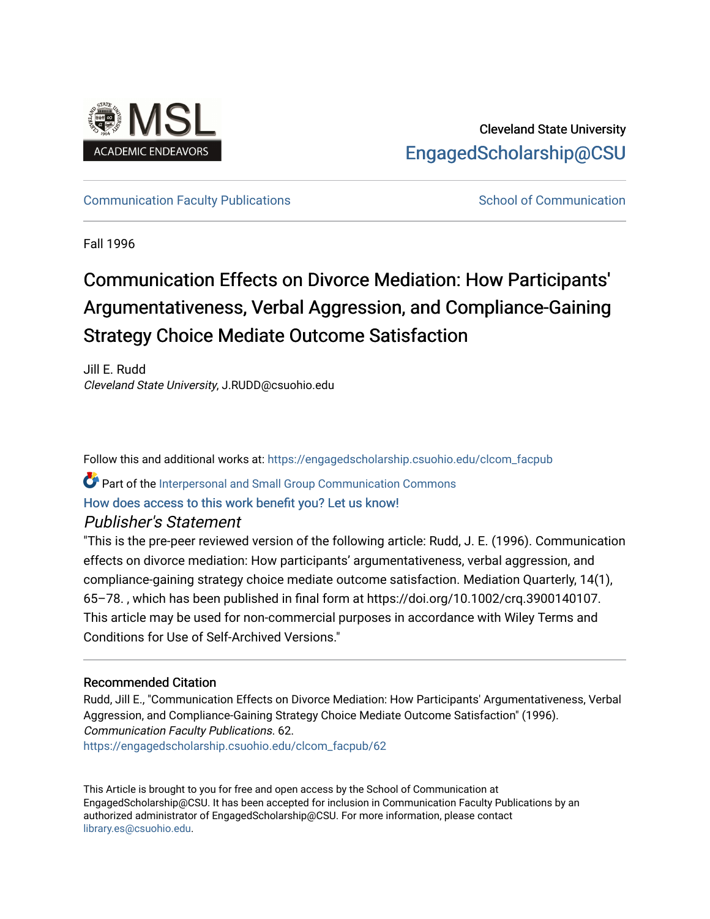Cleveland State University

EngagedScholarship@CSU

Communication Faculty Publications | School of Communication

Fall 1996

# Communication Effects on Divorce Mediation: How Participants' Argumentativeness, Verbal Aggression, and Compliance-Gaining Strategy Choice Mediate Outcome Satisfaction

Jill E. Rudd
*Cleveland State University*, J.RUDD@csuohio.edu

Follow this and additional works at: https://engagedscholarship.csuohio.edu/clcom_facpub

Part of the Interpersonal and Small Group Communication Commons

How does access to this work benefit you? Let us know!

## *Publisher's Statement*

"This is the pre-peer reviewed version of the following article: Rudd, J. E. (1996). Communication effects on divorce mediation: How participants' argumentativeness, verbal aggression, and compliance-gaining strategy choice mediate outcome satisfaction. Mediation Quarterly, 14(1), 65–78. , which has been published in final form at https://doi.org/10.1002/crq.3900140107. This article may be used for non-commercial purposes in accordance with Wiley Terms and Conditions for Use of Self-Archived Versions."

### Recommended Citation

Rudd, Jill E., "Communication Effects on Divorce Mediation: How Participants' Argumentativeness, Verbal Aggression, and Compliance-Gaining Strategy Choice Mediate Outcome Satisfaction" (1996). *Communication Faculty Publications*. 62.
https://engagedscholarship.csuohio.edu/clcom_facpub/62

This Article is brought to you for free and open access by the School of Communication at EngagedScholarship@CSU. It has been accepted for inclusion in Communication Faculty Publications by an authorized administrator of EngagedScholarship@CSU. For more information, please contact library.es@csuohio.edu.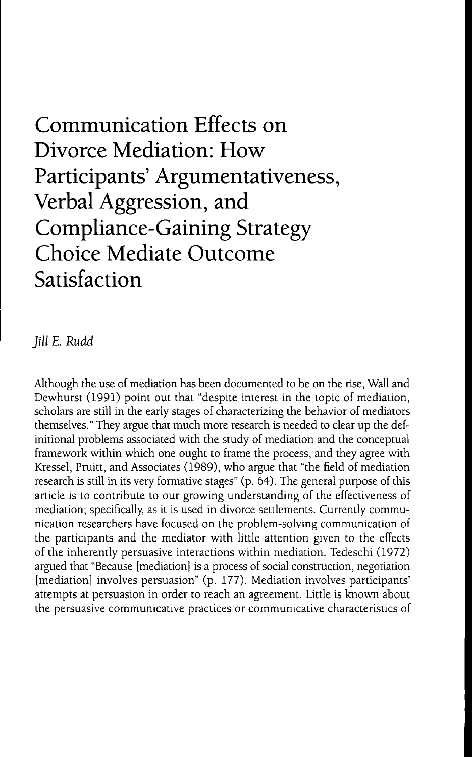# Communication Effects on Divorce Mediation: How Participants' Argumentativeness, Verbal Aggression, and Compliance-Gaining Strategy Choice Mediate Outcome Satisfaction

*Jill E. Rudd*

Although the use of mediation has been documented to be on the rise, Wall and Dewhurst (1991) point out that "despite interest in the topic of mediation, scholars are still in the early stages of characterizing the behavior of mediators themselves." They argue that much more research is needed to clear up the definitional problems associated with the study of mediation and the conceptual framework within which one ought to frame the process, and they agree with Kressel, Pruitt, and Associates (1989), who argue that "the field of mediation research is still in its very formative stages" (p. 64). The general purpose of this article is to contribute to our growing understanding of the effectiveness of mediation; specifically, as it is used in divorce settlements. Currently communication researchers have focused on the problem-solving communication of the participants and the mediator with little attention given to the effects of the inherently persuasive interactions within mediation. Tedeschi (1972) argued that "Because [mediation] is a process of social construction, negotiation [mediation] involves persuasion" (p. 177). Mediation involves participants' attempts at persuasion in order to reach an agreement. Little is known about the persuasive communicative practices or communicative characteristics of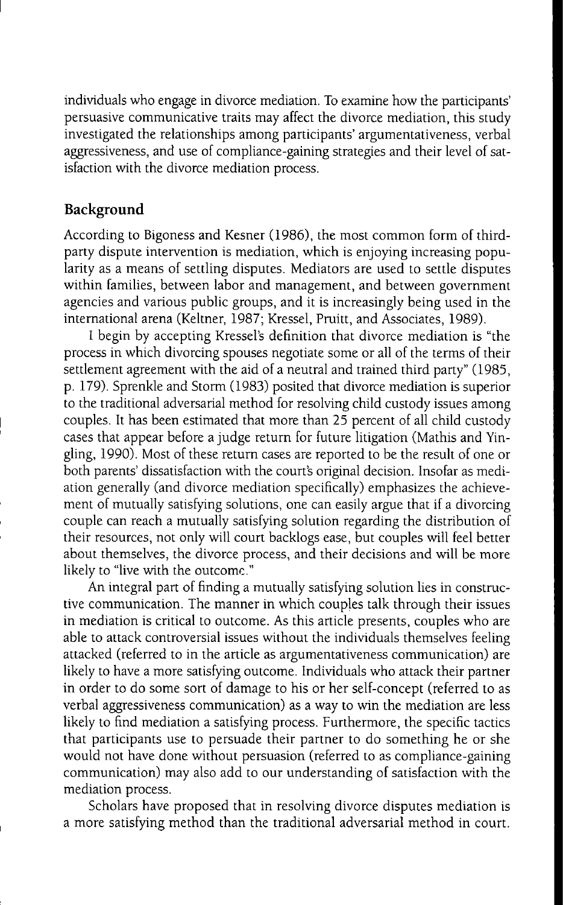individuals who engage in divorce mediation. To examine how the participants' persuasive communicative traits may affect the divorce mediation, this study investigated the relationships among participants' argumentativeness, verbal aggressiveness, and use of compliance-gaining strategies and their level of satisfaction with the divorce mediation process.

## Background

According to Bigoness and Kesner (1986), the most common form of third-party dispute intervention is mediation, which is enjoying increasing popularity as a means of settling disputes. Mediators are used to settle disputes within families, between labor and management, and between government agencies and various public groups, and it is increasingly being used in the international arena (Keltner, 1987; Kressel, Pruitt, and Associates, 1989).

I begin by accepting Kressel's definition that divorce mediation is "the process in which divorcing spouses negotiate some or all of the terms of their settlement agreement with the aid of a neutral and trained third party" (1985, p. 179). Sprenkle and Storm (1983) posited that divorce mediation is superior to the traditional adversarial method for resolving child custody issues among couples. It has been estimated that more than 25 percent of all child custody cases that appear before a judge return for future litigation (Mathis and Yingling, 1990). Most of these return cases are reported to be the result of one or both parents' dissatisfaction with the court's original decision. Insofar as mediation generally (and divorce mediation specifically) emphasizes the achievement of mutually satisfying solutions, one can easily argue that if a divorcing couple can reach a mutually satisfying solution regarding the distribution of their resources, not only will court backlogs ease, but couples will feel better about themselves, the divorce process, and their decisions and will be more likely to "live with the outcome."

An integral part of finding a mutually satisfying solution lies in constructive communication. The manner in which couples talk through their issues in mediation is critical to outcome. As this article presents, couples who are able to attack controversial issues without the individuals themselves feeling attacked (referred to in the article as argumentativeness communication) are likely to have a more satisfying outcome. Individuals who attack their partner in order to do some sort of damage to his or her self-concept (referred to as verbal aggressiveness communication) as a way to win the mediation are less likely to find mediation a satisfying process. Furthermore, the specific tactics that participants use to persuade their partner to do something he or she would not have done without persuasion (referred to as compliance-gaining communication) may also add to our understanding of satisfaction with the mediation process.

Scholars have proposed that in resolving divorce disputes mediation is a more satisfying method than the traditional adversarial method in court.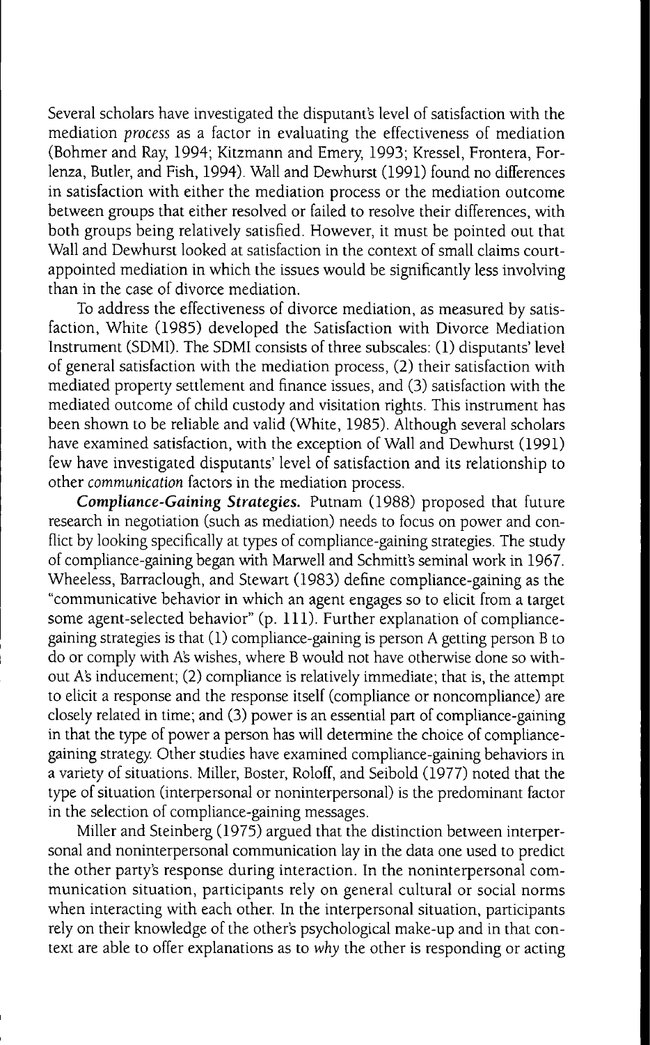Several scholars have investigated the disputant's level of satisfaction with the mediation *process* as a factor in evaluating the effectiveness of mediation (Bohmer and Ray, 1994; Kitzmann and Emery, 1993; Kressel, Frontera, Forlenza, Butler, and Fish, 1994). Wall and Dewhurst (1991) found no differences in satisfaction with either the mediation process or the mediation outcome between groups that either resolved or failed to resolve their differences, with both groups being relatively satisfied. However, it must be pointed out that Wall and Dewhurst looked at satisfaction in the context of small claims court-appointed mediation in which the issues would be significantly less involving than in the case of divorce mediation.

To address the effectiveness of divorce mediation, as measured by satisfaction, White (1985) developed the Satisfaction with Divorce Mediation Instrument (SDMI). The SDMI consists of three subscales: (1) disputants' level of general satisfaction with the mediation process, (2) their satisfaction with mediated property settlement and finance issues, and (3) satisfaction with the mediated outcome of child custody and visitation rights. This instrument has been shown to be reliable and valid (White, 1985). Although several scholars have examined satisfaction, with the exception of Wall and Dewhurst (1991) few have investigated disputants' level of satisfaction and its relationship to other *communication* factors in the mediation process.

***Compliance-Gaining Strategies.*** Putnam (1988) proposed that future research in negotiation (such as mediation) needs to focus on power and conflict by looking specifically at types of compliance-gaining strategies. The study of compliance-gaining began with Marwell and Schmitt's seminal work in 1967. Wheeless, Barraclough, and Stewart (1983) define compliance-gaining as the "communicative behavior in which an agent engages so to elicit from a target some agent-selected behavior" (p. 111). Further explanation of compliance-gaining strategies is that (1) compliance-gaining is person A getting person B to do or comply with A's wishes, where B would not have otherwise done so without A's inducement; (2) compliance is relatively immediate; that is, the attempt to elicit a response and the response itself (compliance or noncompliance) are closely related in time; and (3) power is an essential part of compliance-gaining in that the type of power a person has will determine the choice of compliance-gaining strategy. Other studies have examined compliance-gaining behaviors in a variety of situations. Miller, Boster, Roloff, and Seibold (1977) noted that the type of situation (interpersonal or noninterpersonal) is the predominant factor in the selection of compliance-gaining messages.

Miller and Steinberg (1975) argued that the distinction between interpersonal and noninterpersonal communication lay in the data one used to predict the other party's response during interaction. In the noninterpersonal communication situation, participants rely on general cultural or social norms when interacting with each other. In the interpersonal situation, participants rely on their knowledge of the other's psychological make-up and in that context are able to offer explanations as to *why* the other is responding or acting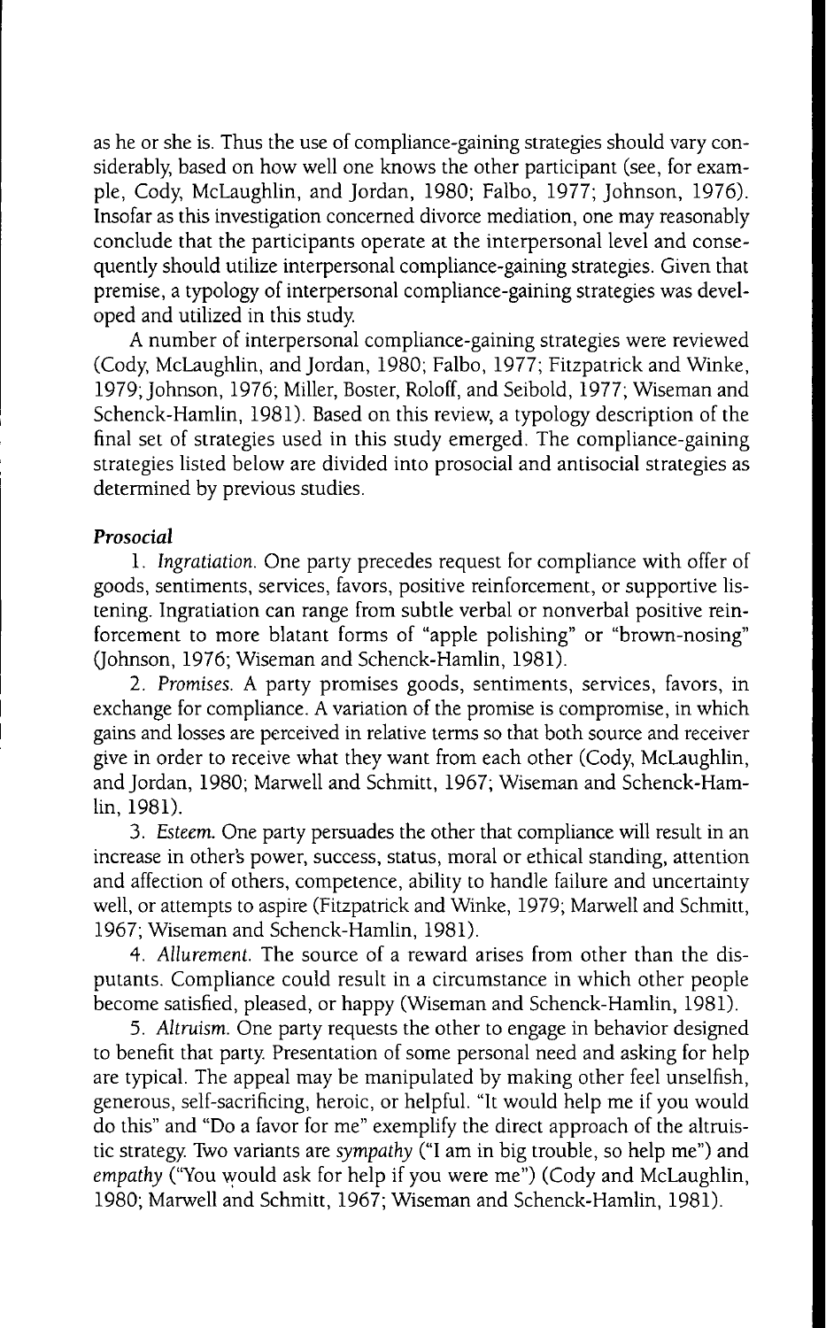as he or she is. Thus the use of compliance-gaining strategies should vary considerably, based on how well one knows the other participant (see, for example, Cody, McLaughlin, and Jordan, 1980; Falbo, 1977; Johnson, 1976). Insofar as this investigation concerned divorce mediation, one may reasonably conclude that the participants operate at the interpersonal level and consequently should utilize interpersonal compliance-gaining strategies. Given that premise, a typology of interpersonal compliance-gaining strategies was developed and utilized in this study.

A number of interpersonal compliance-gaining strategies were reviewed (Cody, McLaughlin, and Jordan, 1980; Falbo, 1977; Fitzpatrick and Winke, 1979; Johnson, 1976; Miller, Boster, Roloff, and Seibold, 1977; Wiseman and Schenck-Hamlin, 1981). Based on this review, a typology description of the final set of strategies used in this study emerged. The compliance-gaining strategies listed below are divided into prosocial and antisocial strategies as determined by previous studies.

### *Prosocial*

1. *Ingratiation.* One party precedes request for compliance with offer of goods, sentiments, services, favors, positive reinforcement, or supportive listening. Ingratiation can range from subtle verbal or nonverbal positive reinforcement to more blatant forms of "apple polishing" or "brown-nosing" (Johnson, 1976; Wiseman and Schenck-Hamlin, 1981).

2. *Promises.* A party promises goods, sentiments, services, favors, in exchange for compliance. A variation of the promise is compromise, in which gains and losses are perceived in relative terms so that both source and receiver give in order to receive what they want from each other (Cody, McLaughlin, and Jordan, 1980; Marwell and Schmitt, 1967; Wiseman and Schenck-Hamlin, 1981).

3. *Esteem.* One party persuades the other that compliance will result in an increase in other's power, success, status, moral or ethical standing, attention and affection of others, competence, ability to handle failure and uncertainty well, or attempts to aspire (Fitzpatrick and Winke, 1979; Marwell and Schmitt, 1967; Wiseman and Schenck-Hamlin, 1981).

4. *Allurement.* The source of a reward arises from other than the disputants. Compliance could result in a circumstance in which other people become satisfied, pleased, or happy (Wiseman and Schenck-Hamlin, 1981).

5. *Altruism.* One party requests the other to engage in behavior designed to benefit that party. Presentation of some personal need and asking for help are typical. The appeal may be manipulated by making other feel unselfish, generous, self-sacrificing, heroic, or helpful. "It would help me if you would do this" and "Do a favor for me" exemplify the direct approach of the altruistic strategy. Two variants are *sympathy* ("I am in big trouble, so help me") and *empathy* ("You would ask for help if you were me") (Cody and McLaughlin, 1980; Marwell and Schmitt, 1967; Wiseman and Schenck-Hamlin, 1981).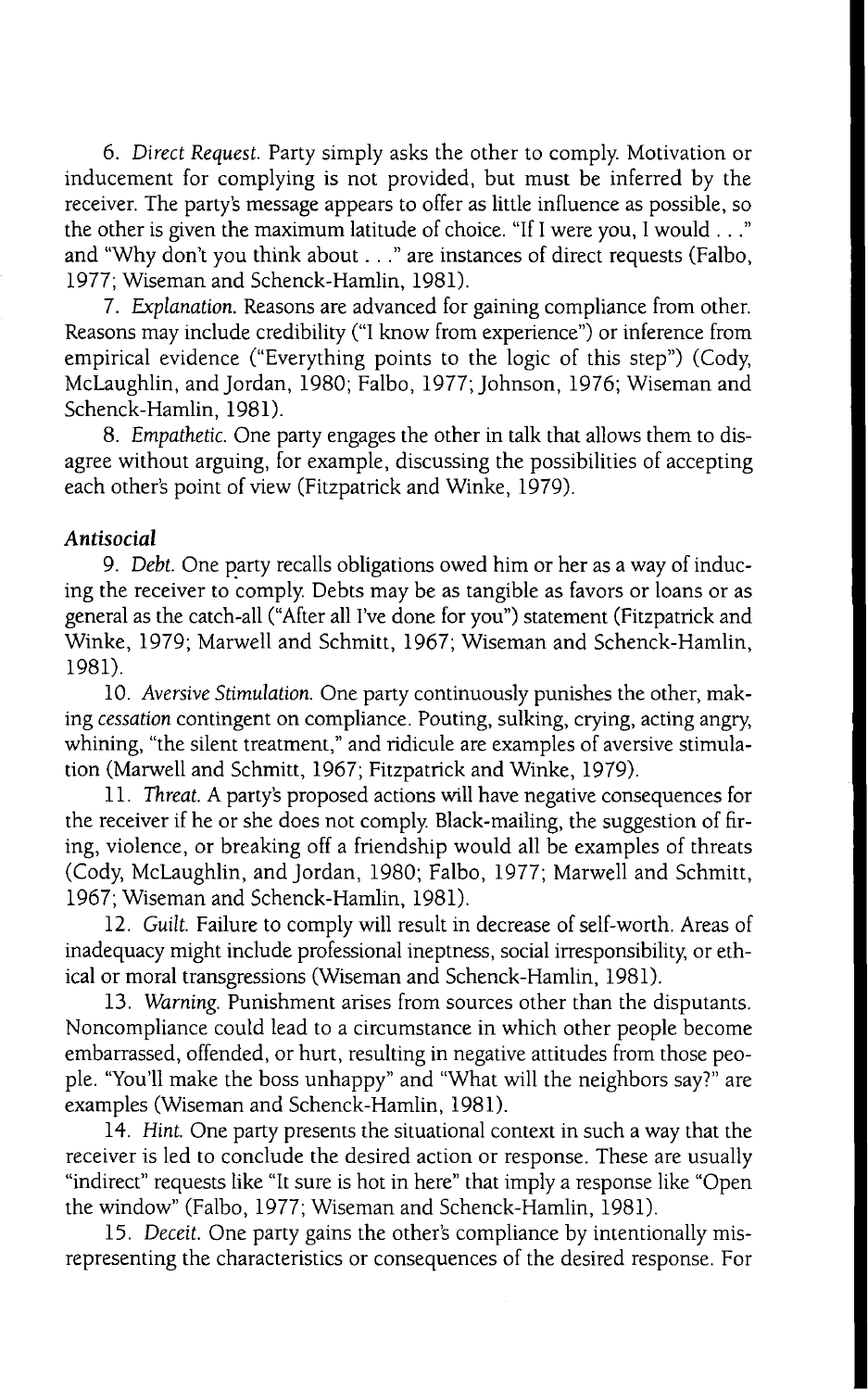6. *Direct Request.* Party simply asks the other to comply. Motivation or inducement for complying is not provided, but must be inferred by the receiver. The party's message appears to offer as little influence as possible, so the other is given the maximum latitude of choice. "If I were you, I would . . ." and "Why don't you think about . . ." are instances of direct requests (Falbo, 1977; Wiseman and Schenck-Hamlin, 1981).

7. *Explanation.* Reasons are advanced for gaining compliance from other. Reasons may include credibility ("I know from experience") or inference from empirical evidence ("Everything points to the logic of this step") (Cody, McLaughlin, and Jordan, 1980; Falbo, 1977; Johnson, 1976; Wiseman and Schenck-Hamlin, 1981).

8. *Empathetic.* One party engages the other in talk that allows them to disagree without arguing, for example, discussing the possibilities of accepting each other's point of view (Fitzpatrick and Winke, 1979).

***Antisocial***

9. *Debt.* One party recalls obligations owed him or her as a way of inducing the receiver to comply. Debts may be as tangible as favors or loans or as general as the catch-all ("After all I've done for you") statement (Fitzpatrick and Winke, 1979; Marwell and Schmitt, 1967; Wiseman and Schenck-Hamlin, 1981).

10. *Aversive Stimulation.* One party continuously punishes the other, making *cessation* contingent on compliance. Pouting, sulking, crying, acting angry, whining, "the silent treatment," and ridicule are examples of aversive stimulation (Marwell and Schmitt, 1967; Fitzpatrick and Winke, 1979).

11. *Threat.* A party's proposed actions will have negative consequences for the receiver if he or she does not comply. Black-mailing, the suggestion of firing, violence, or breaking off a friendship would all be examples of threats (Cody, McLaughlin, and Jordan, 1980; Falbo, 1977; Marwell and Schmitt, 1967; Wiseman and Schenck-Hamlin, 1981).

12. *Guilt.* Failure to comply will result in decrease of self-worth. Areas of inadequacy might include professional ineptness, social irresponsibility, or ethical or moral transgressions (Wiseman and Schenck-Hamlin, 1981).

13. *Warning.* Punishment arises from sources other than the disputants. Noncompliance could lead to a circumstance in which other people become embarrassed, offended, or hurt, resulting in negative attitudes from those people. "You'll make the boss unhappy" and "What will the neighbors say?" are examples (Wiseman and Schenck-Hamlin, 1981).

14. *Hint.* One party presents the situational context in such a way that the receiver is led to conclude the desired action or response. These are usually "indirect" requests like "It sure is hot in here" that imply a response like "Open the window" (Falbo, 1977; Wiseman and Schenck-Hamlin, 1981).

15. *Deceit.* One party gains the other's compliance by intentionally misrepresenting the characteristics or consequences of the desired response. For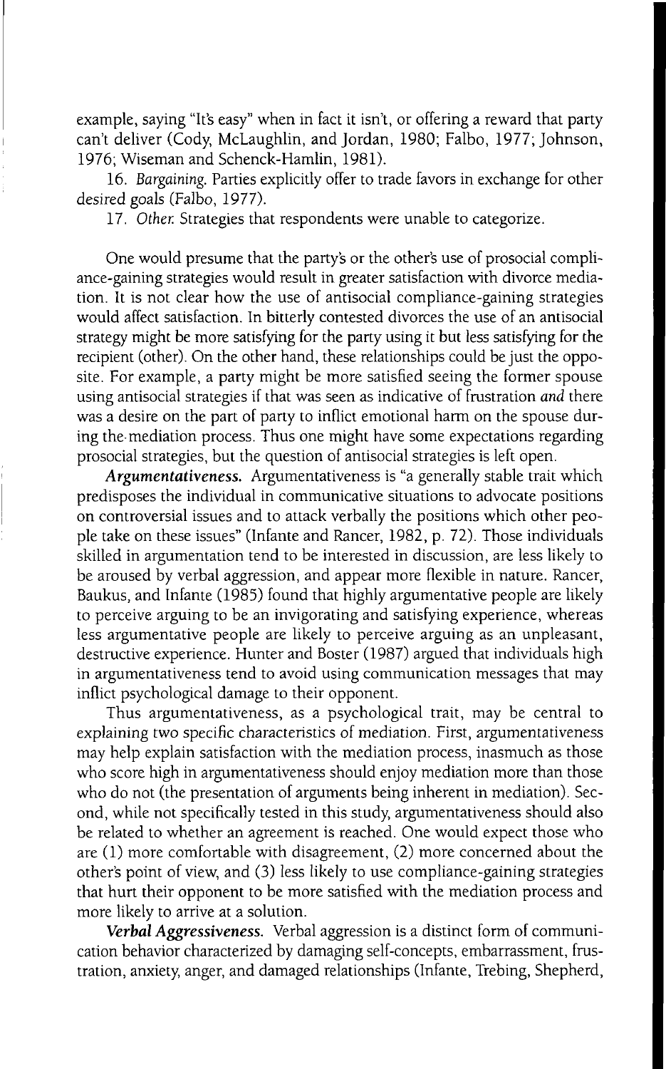example, saying "It's easy" when in fact it isn't, or offering a reward that party can't deliver (Cody, McLaughlin, and Jordan, 1980; Falbo, 1977; Johnson, 1976; Wiseman and Schenck-Hamlin, 1981).

16. *Bargaining.* Parties explicitly offer to trade favors in exchange for other desired goals (Falbo, 1977).

17. *Other.* Strategies that respondents were unable to categorize.

One would presume that the party's or the other's use of prosocial compliance-gaining strategies would result in greater satisfaction with divorce mediation. It is not clear how the use of antisocial compliance-gaining strategies would affect satisfaction. In bitterly contested divorces the use of an antisocial strategy might be more satisfying for the party using it but less satisfying for the recipient (other). On the other hand, these relationships could be just the opposite. For example, a party might be more satisfied seeing the former spouse using antisocial strategies if that was seen as indicative of frustration *and* there was a desire on the part of party to inflict emotional harm on the spouse during the mediation process. Thus one might have some expectations regarding prosocial strategies, but the question of antisocial strategies is left open.

***Argumentativeness.*** Argumentativeness is "a generally stable trait which predisposes the individual in communicative situations to advocate positions on controversial issues and to attack verbally the positions which other people take on these issues" (Infante and Rancer, 1982, p. 72). Those individuals skilled in argumentation tend to be interested in discussion, are less likely to be aroused by verbal aggression, and appear more flexible in nature. Rancer, Baukus, and Infante (1985) found that highly argumentative people are likely to perceive arguing to be an invigorating and satisfying experience, whereas less argumentative people are likely to perceive arguing as an unpleasant, destructive experience. Hunter and Boster (1987) argued that individuals high in argumentativeness tend to avoid using communication messages that may inflict psychological damage to their opponent.

Thus argumentativeness, as a psychological trait, may be central to explaining two specific characteristics of mediation. First, argumentativeness may help explain satisfaction with the mediation process, inasmuch as those who score high in argumentativeness should enjoy mediation more than those who do not (the presentation of arguments being inherent in mediation). Second, while not specifically tested in this study, argumentativeness should also be related to whether an agreement is reached. One would expect those who are (1) more comfortable with disagreement, (2) more concerned about the other's point of view, and (3) less likely to use compliance-gaining strategies that hurt their opponent to be more satisfied with the mediation process and more likely to arrive at a solution.

***Verbal Aggressiveness.*** Verbal aggression is a distinct form of communication behavior characterized by damaging self-concepts, embarrassment, frustration, anxiety, anger, and damaged relationships (Infante, Trebing, Shepherd,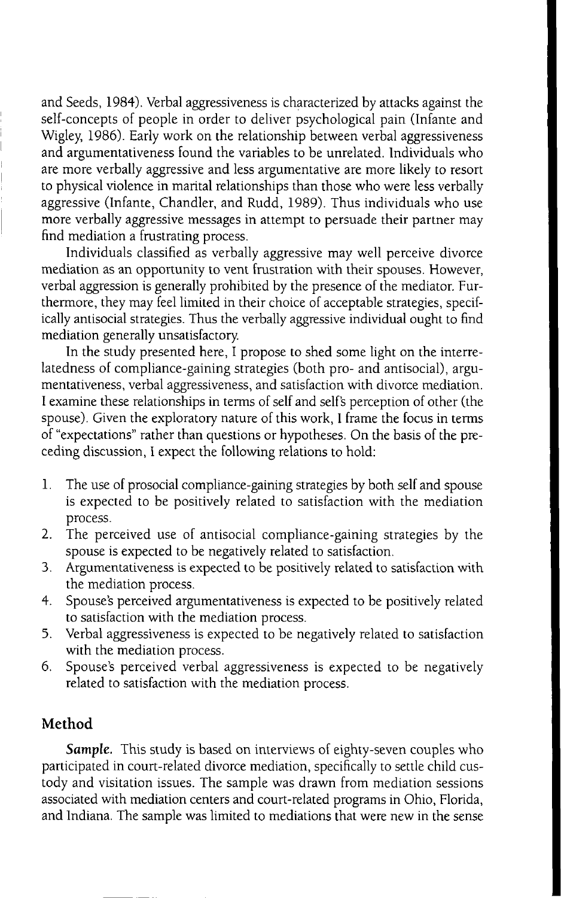and Seeds, 1984). Verbal aggressiveness is characterized by attacks against the self-concepts of people in order to deliver psychological pain (Infante and Wigley, 1986). Early work on the relationship between verbal aggressiveness and argumentativeness found the variables to be unrelated. Individuals who are more verbally aggressive and less argumentative are more likely to resort to physical violence in marital relationships than those who were less verbally aggressive (Infante, Chandler, and Rudd, 1989). Thus individuals who use more verbally aggressive messages in attempt to persuade their partner may find mediation a frustrating process.

Individuals classified as verbally aggressive may well perceive divorce mediation as an opportunity to vent frustration with their spouses. However, verbal aggression is generally prohibited by the presence of the mediator. Furthermore, they may feel limited in their choice of acceptable strategies, specifically antisocial strategies. Thus the verbally aggressive individual ought to find mediation generally unsatisfactory.

In the study presented here, I propose to shed some light on the interrelatedness of compliance-gaining strategies (both pro- and antisocial), argumentativeness, verbal aggressiveness, and satisfaction with divorce mediation. I examine these relationships in terms of self and self's perception of other (the spouse). Given the exploratory nature of this work, I frame the focus in terms of "expectations" rather than questions or hypotheses. On the basis of the preceding discussion, I expect the following relations to hold:

1. The use of prosocial compliance-gaining strategies by both self and spouse is expected to be positively related to satisfaction with the mediation process.
2. The perceived use of antisocial compliance-gaining strategies by the spouse is expected to be negatively related to satisfaction.
3. Argumentativeness is expected to be positively related to satisfaction with the mediation process.
4. Spouse's perceived argumentativeness is expected to be positively related to satisfaction with the mediation process.
5. Verbal aggressiveness is expected to be negatively related to satisfaction with the mediation process.
6. Spouse's perceived verbal aggressiveness is expected to be negatively related to satisfaction with the mediation process.

## Method

***Sample.*** This study is based on interviews of eighty-seven couples who participated in court-related divorce mediation, specifically to settle child custody and visitation issues. The sample was drawn from mediation sessions associated with mediation centers and court-related programs in Ohio, Florida, and Indiana. The sample was limited to mediations that were new in the sense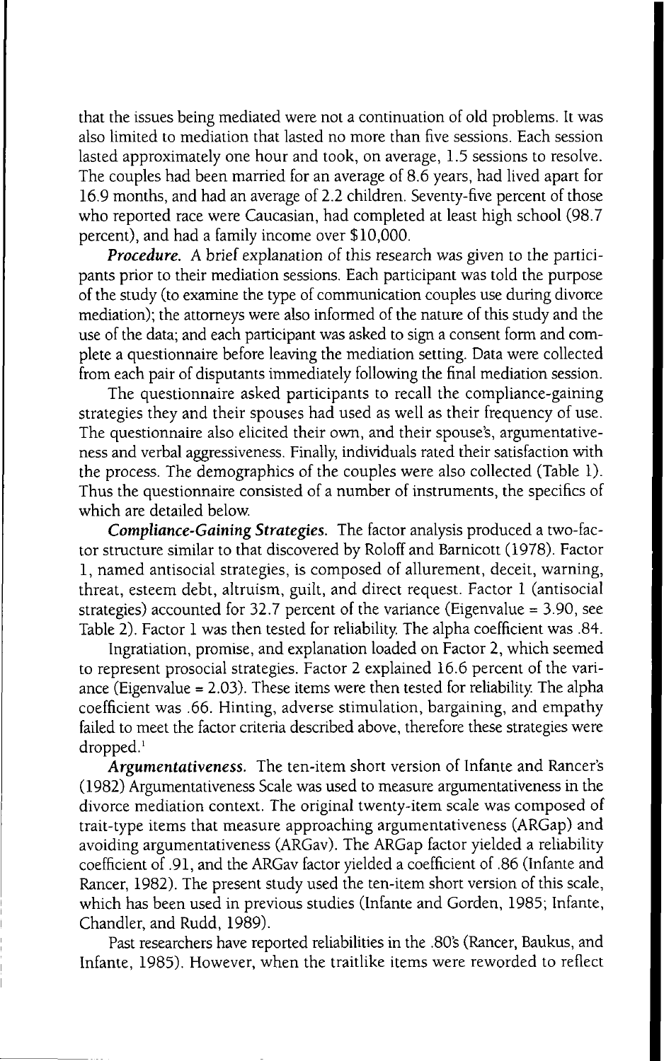that the issues being mediated were not a continuation of old problems. It was also limited to mediation that lasted no more than five sessions. Each session lasted approximately one hour and took, on average, 1.5 sessions to resolve. The couples had been married for an average of 8.6 years, had lived apart for 16.9 months, and had an average of 2.2 children. Seventy-five percent of those who reported race were Caucasian, had completed at least high school (98.7 percent), and had a family income over $10,000.

***Procedure.*** A brief explanation of this research was given to the participants prior to their mediation sessions. Each participant was told the purpose of the study (to examine the type of communication couples use during divorce mediation); the attorneys were also informed of the nature of this study and the use of the data; and each participant was asked to sign a consent form and complete a questionnaire before leaving the mediation setting. Data were collected from each pair of disputants immediately following the final mediation session.

The questionnaire asked participants to recall the compliance-gaining strategies they and their spouses had used as well as their frequency of use. The questionnaire also elicited their own, and their spouse's, argumentativeness and verbal aggressiveness. Finally, individuals rated their satisfaction with the process. The demographics of the couples were also collected (Table 1). Thus the questionnaire consisted of a number of instruments, the specifics of which are detailed below.

***Compliance-Gaining Strategies.*** The factor analysis produced a two-factor structure similar to that discovered by Roloff and Barnicott (1978). Factor 1, named antisocial strategies, is composed of allurement, deceit, warning, threat, esteem debt, altruism, guilt, and direct request. Factor 1 (antisocial strategies) accounted for 32.7 percent of the variance (Eigenvalue = 3.90, see Table 2). Factor 1 was then tested for reliability. The alpha coefficient was .84.

Ingratiation, promise, and explanation loaded on Factor 2, which seemed to represent prosocial strategies. Factor 2 explained 16.6 percent of the variance (Eigenvalue = 2.03). These items were then tested for reliability. The alpha coefficient was .66. Hinting, adverse stimulation, bargaining, and empathy failed to meet the factor criteria described above, therefore these strategies were dropped.[1]

***Argumentativeness.*** The ten-item short version of Infante and Rancer's (1982) Argumentativeness Scale was used to measure argumentativeness in the divorce mediation context. The original twenty-item scale was composed of trait-type items that measure approaching argumentativeness (ARGap) and avoiding argumentativeness (ARGav). The ARGap factor yielded a reliability coefficient of .91, and the ARGav factor yielded a coefficient of .86 (Infante and Rancer, 1982). The present study used the ten-item short version of this scale, which has been used in previous studies (Infante and Gorden, 1985; Infante, Chandler, and Rudd, 1989).

Past researchers have reported reliabilities in the .80's (Rancer, Baukus, and Infante, 1985). However, when the traitlike items were reworded to reflect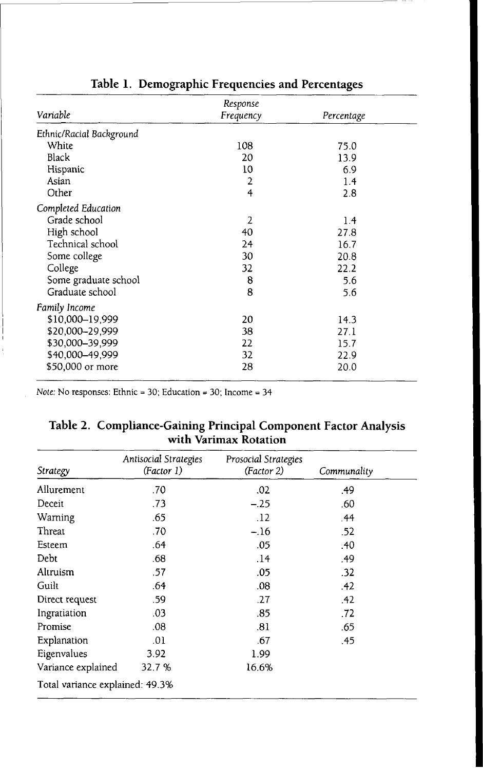**Table 1. Demographic Frequencies and Percentages**

| Variable | Response Frequency | Percentage |
|---|---|---|
| *Ethnic/Racial Background* | | |
| White | 108 | 75.0 |
| Black | 20 | 13.9 |
| Hispanic | 10 | 6.9 |
| Asian | 2 | 1.4 |
| Other | 4 | 2.8 |
| *Completed Education* | | |
| Grade school | 2 | 1.4 |
| High school | 40 | 27.8 |
| Technical school | 24 | 16.7 |
| Some college | 30 | 20.8 |
| College | 32 | 22.2 |
| Some graduate school | 8 | 5.6 |
| Graduate school | 8 | 5.6 |
| *Family Income* | | |
| \$10,000–19,999 | 20 | 14.3 |
| \$20,000–29,999 | 38 | 27.1 |
| \$30,000–39,999 | 22 | 15.7 |
| \$40,000–49,999 | 32 | 22.9 |
| \$50,000 or more | 28 | 20.0 |

*Note:* No responses: Ethnic = 30; Education = 30; Income = 34

**Table 2. Compliance-Gaining Principal Component Factor Analysis with Varimax Rotation**

| Strategy | Antisocial Strategies (Factor 1) | Prosocial Strategies (Factor 2) | Communality |
|---|---|---|---|
| Allurement | .70 | .02 | .49 |
| Deceit | .73 | −.25 | .60 |
| Warning | .65 | .12 | .44 |
| Threat | .70 | −.16 | .52 |
| Esteem | .64 | .05 | .40 |
| Debt | .68 | .14 | .49 |
| Altruism | .57 | .05 | .32 |
| Guilt | .64 | .08 | .42 |
| Direct request | .59 | .27 | .42 |
| Ingratiation | .03 | .85 | .72 |
| Promise | .08 | .81 | .65 |
| Explanation | .01 | .67 | .45 |
| Eigenvalues | 3.92 | 1.99 | |
| Variance explained | 32.7 % | 16.6% | |
| Total variance explained: 49.3% | | | |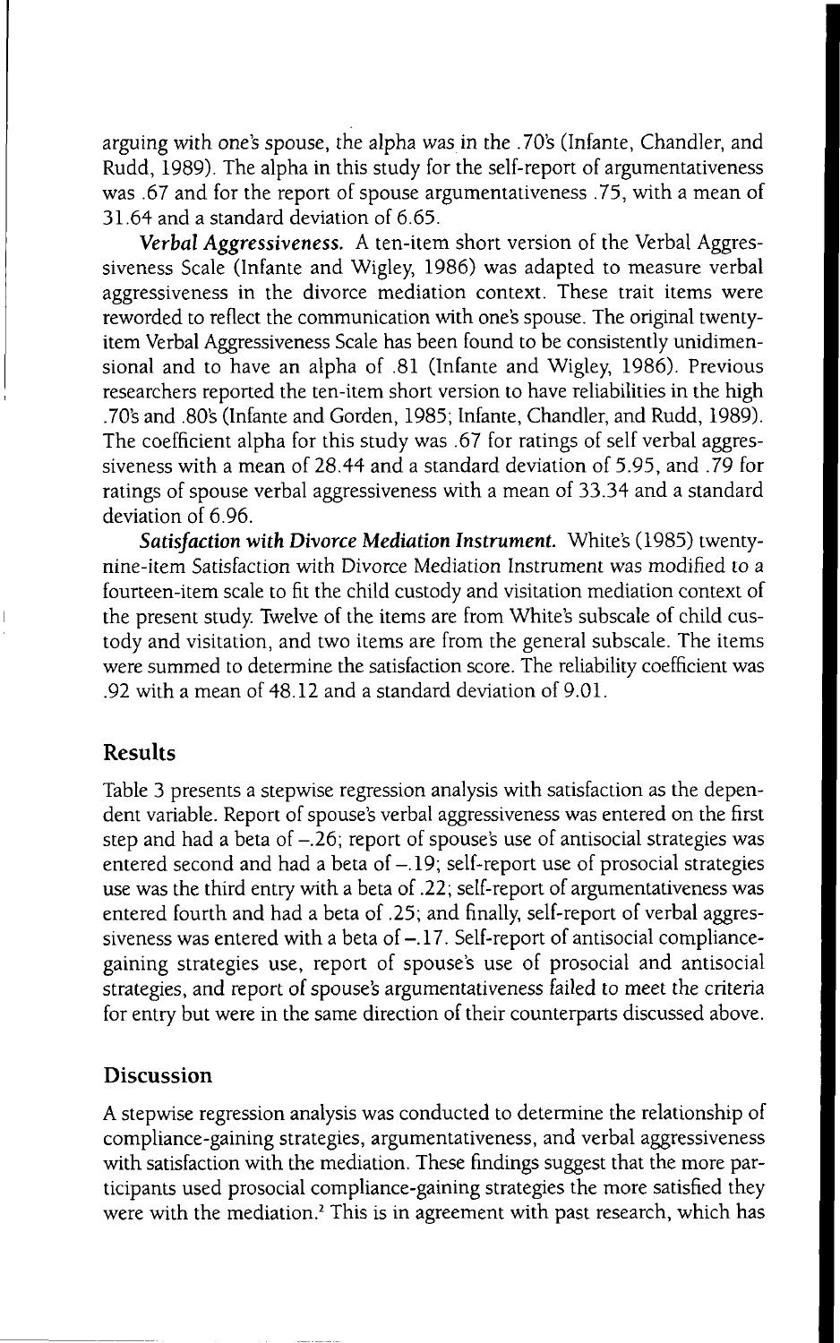arguing with one's spouse, the alpha was in the .70's (Infante, Chandler, and Rudd, 1989). The alpha in this study for the self-report of argumentativeness was .67 and for the report of spouse argumentativeness .75, with a mean of 31.64 and a standard deviation of 6.65.

***Verbal Aggressiveness.*** A ten-item short version of the Verbal Aggressiveness Scale (Infante and Wigley, 1986) was adapted to measure verbal aggressiveness in the divorce mediation context. These trait items were reworded to reflect the communication with one's spouse. The original twenty-item Verbal Aggressiveness Scale has been found to be consistently unidimensional and to have an alpha of .81 (Infante and Wigley, 1986). Previous researchers reported the ten-item short version to have reliabilities in the high .70's and .80's (Infante and Gorden, 1985; Infante, Chandler, and Rudd, 1989). The coefficient alpha for this study was .67 for ratings of self verbal aggressiveness with a mean of 28.44 and a standard deviation of 5.95, and .79 for ratings of spouse verbal aggressiveness with a mean of 33.34 and a standard deviation of 6.96.

***Satisfaction with Divorce Mediation Instrument.*** White's (1985) twenty-nine-item Satisfaction with Divorce Mediation Instrument was modified to a fourteen-item scale to fit the child custody and visitation mediation context of the present study. Twelve of the items are from White's subscale of child custody and visitation, and two items are from the general subscale. The items were summed to determine the satisfaction score. The reliability coefficient was .92 with a mean of 48.12 and a standard deviation of 9.01.

## Results

Table 3 presents a stepwise regression analysis with satisfaction as the dependent variable. Report of spouse's verbal aggressiveness was entered on the first step and had a beta of –.26; report of spouse's use of antisocial strategies was entered second and had a beta of –.19; self-report use of prosocial strategies use was the third entry with a beta of .22; self-report of argumentativeness was entered fourth and had a beta of .25; and finally, self-report of verbal aggressiveness was entered with a beta of –.17. Self-report of antisocial compliance-gaining strategies use, report of spouse's use of prosocial and antisocial strategies, and report of spouse's argumentativeness failed to meet the criteria for entry but were in the same direction of their counterparts discussed above.

## Discussion

A stepwise regression analysis was conducted to determine the relationship of compliance-gaining strategies, argumentativeness, and verbal aggressiveness with satisfaction with the mediation. These findings suggest that the more participants used prosocial compliance-gaining strategies the more satisfied they were with the mediation.[2] This is in agreement with past research, which has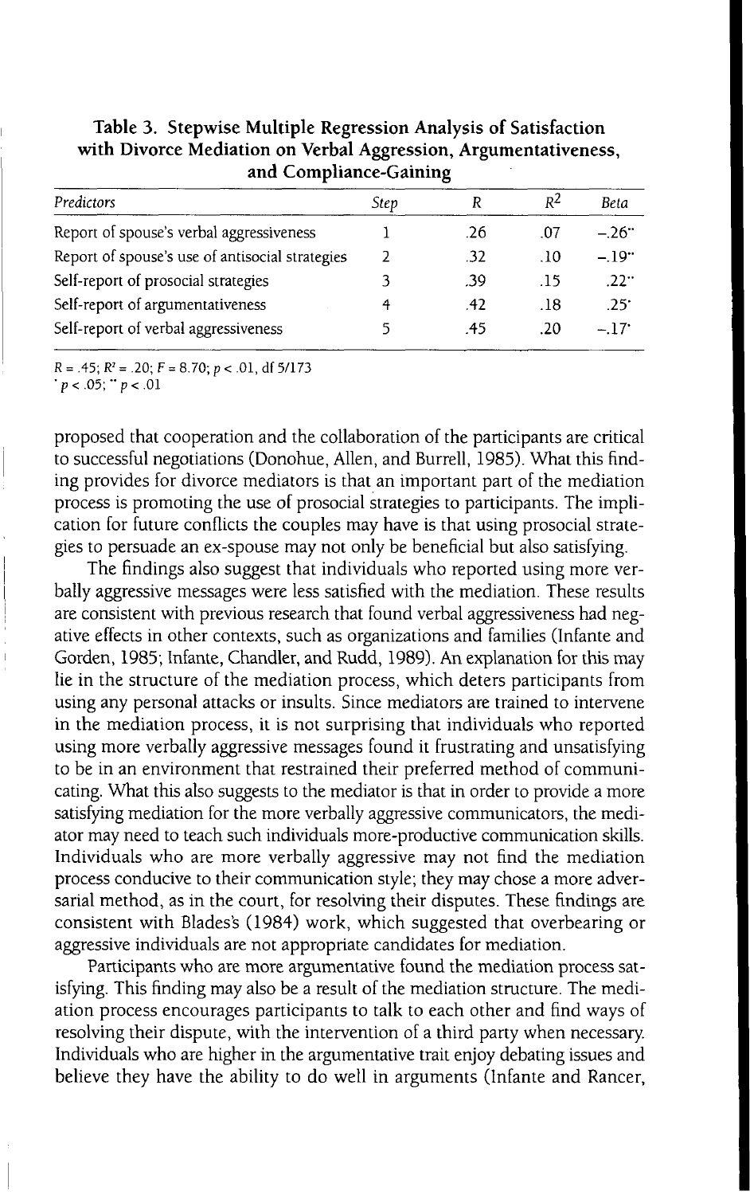**Table 3. Stepwise Multiple Regression Analysis of Satisfaction with Divorce Mediation on Verbal Aggression, Argumentativeness, and Compliance-Gaining**

| *Predictors* | *Step* | *R* | $R^2$ | *Beta* |
|---|---|---|---|---|
| Report of spouse's verbal aggressiveness | 1 | .26 | .07 | −.26** |
| Report of spouse's use of antisocial strategies | 2 | .32 | .10 | −.19** |
| Self-report of prosocial strategies | 3 | .39 | .15 | .22** |
| Self-report of argumentativeness | 4 | .42 | .18 | .25* |
| Self-report of verbal aggressiveness | 5 | .45 | .20 | −.17* |

$R = .45$; $R^2 = .20$; $F = 8.70$; $p < .01$, df 5/173

*$p < .05$; **$p < .01$

proposed that cooperation and the collaboration of the participants are critical to successful negotiations (Donohue, Allen, and Burrell, 1985). What this finding provides for divorce mediators is that an important part of the mediation process is promoting the use of prosocial strategies to participants. The implication for future conflicts the couples may have is that using prosocial strategies to persuade an ex-spouse may not only be beneficial but also satisfying.

The findings also suggest that individuals who reported using more verbally aggressive messages were less satisfied with the mediation. These results are consistent with previous research that found verbal aggressiveness had negative effects in other contexts, such as organizations and families (Infante and Gorden, 1985; Infante, Chandler, and Rudd, 1989). An explanation for this may lie in the structure of the mediation process, which deters participants from using any personal attacks or insults. Since mediators are trained to intervene in the mediation process, it is not surprising that individuals who reported using more verbally aggressive messages found it frustrating and unsatisfying to be in an environment that restrained their preferred method of communicating. What this also suggests to the mediator is that in order to provide a more satisfying mediation for the more verbally aggressive communicators, the mediator may need to teach such individuals more-productive communication skills. Individuals who are more verbally aggressive may not find the mediation process conducive to their communication style; they may chose a more adversarial method, as in the court, for resolving their disputes. These findings are consistent with Blades's (1984) work, which suggested that overbearing or aggressive individuals are not appropriate candidates for mediation.

Participants who are more argumentative found the mediation process satisfying. This finding may also be a result of the mediation structure. The mediation process encourages participants to talk to each other and find ways of resolving their dispute, with the intervention of a third party when necessary. Individuals who are higher in the argumentative trait enjoy debating issues and believe they have the ability to do well in arguments (Infante and Rancer,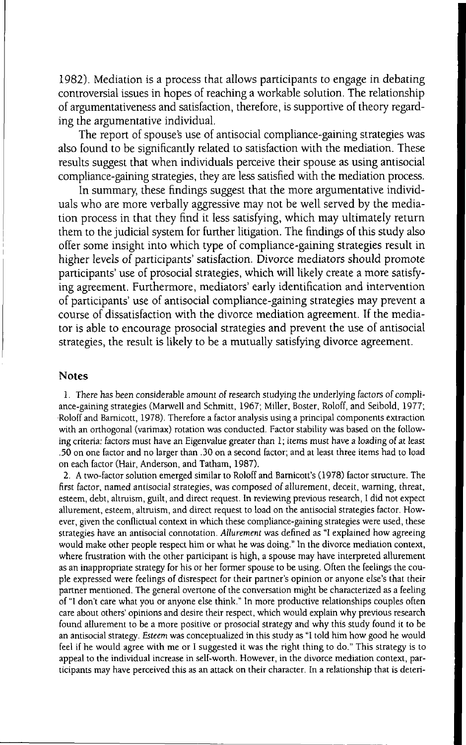1982). Mediation is a process that allows participants to engage in debating controversial issues in hopes of reaching a workable solution. The relationship of argumentativeness and satisfaction, therefore, is supportive of theory regarding the argumentative individual.

The report of spouse's use of antisocial compliance-gaining strategies was also found to be significantly related to satisfaction with the mediation. These results suggest that when individuals perceive their spouse as using antisocial compliance-gaining strategies, they are less satisfied with the mediation process.

In summary, these findings suggest that the more argumentative individuals who are more verbally aggressive may not be well served by the mediation process in that they find it less satisfying, which may ultimately return them to the judicial system for further litigation. The findings of this study also offer some insight into which type of compliance-gaining strategies result in higher levels of participants' satisfaction. Divorce mediators should promote participants' use of prosocial strategies, which will likely create a more satisfying agreement. Furthermore, mediators' early identification and intervention of participants' use of antisocial compliance-gaining strategies may prevent a course of dissatisfaction with the divorce mediation agreement. If the mediator is able to encourage prosocial strategies and prevent the use of antisocial strategies, the result is likely to be a mutually satisfying divorce agreement.

## Notes

1. There has been considerable amount of research studying the underlying factors of compliance-gaining strategies (Marwell and Schmitt, 1967; Miller, Boster, Roloff, and Seibold, 1977; Roloff and Barnicott, 1978). Therefore a factor analysis using a principal components extraction with an orthogonal (varimax) rotation was conducted. Factor stability was based on the following criteria: factors must have an Eigenvalue greater than 1; items must have a loading of at least .50 on one factor and no larger than .30 on a second factor; and at least three items had to load on each factor (Hair, Anderson, and Tatham, 1987).

2. A two-factor solution emerged similar to Roloff and Barnicott's (1978) factor structure. The first factor, named antisocial strategies, was composed of allurement, deceit, warning, threat, esteem, debt, altruism, guilt, and direct request. In reviewing previous research, I did not expect allurement, esteem, altruism, and direct request to load on the antisocial strategies factor. However, given the conflictual context in which these compliance-gaining strategies were used, these strategies have an antisocial connotation. *Allurement* was defined as "I explained how agreeing would make other people respect him or what he was doing." In the divorce mediation context, where frustration with the other participant is high, a spouse may have interpreted allurement as an inappropriate strategy for his or her former spouse to be using. Often the feelings the couple expressed were feelings of disrespect for their partner's opinion or anyone else's that their partner mentioned. The general overtone of the conversation might be characterized as a feeling of "I don't care what you or anyone else think." In more productive relationships couples often care about others' opinions and desire their respect, which would explain why previous research found allurement to be a more positive or prosocial strategy and why this study found it to be an antisocial strategy. *Esteem* was conceptualized in this study as "I told him how good he would feel if he would agree with me or I suggested it was the right thing to do." This strategy is to appeal to the individual increase in self-worth. However, in the divorce mediation context, participants may have perceived this as an attack on their character. In a relationship that is deteri-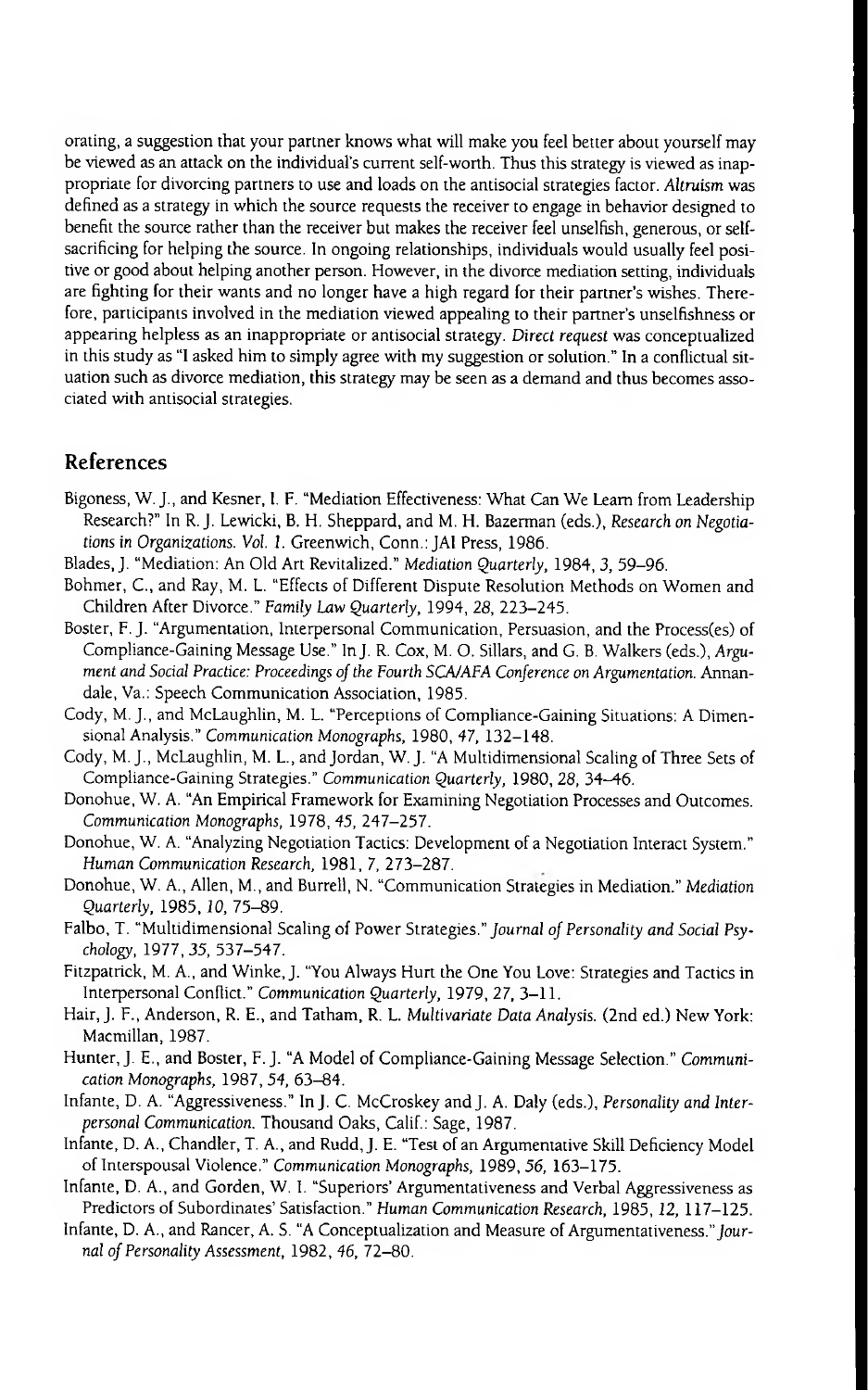orating, a suggestion that your partner knows what will make you feel better about yourself may be viewed as an attack on the individual's current self-worth. Thus this strategy is viewed as inappropriate for divorcing partners to use and loads on the antisocial strategies factor. *Altruism* was defined as a strategy in which the source requests the receiver to engage in behavior designed to benefit the source rather than the receiver but makes the receiver feel unselfish, generous, or self-sacrificing for helping the source. In ongoing relationships, individuals would usually feel positive or good about helping another person. However, in the divorce mediation setting, individuals are fighting for their wants and no longer have a high regard for their partner's wishes. Therefore, participants involved in the mediation viewed appealing to their partner's unselfishness or appearing helpless as an inappropriate or antisocial strategy. *Direct request* was conceptualized in this study as "I asked him to simply agree with my suggestion or solution." In a conflictual situation such as divorce mediation, this strategy may be seen as a demand and thus becomes associated with antisocial strategies.

## References

Bigoness, W. J., and Kesner, I. F. "Mediation Effectiveness: What Can We Learn from Leadership Research?" In R. J. Lewicki, B. H. Sheppard, and M. H. Bazerman (eds.), *Research on Negotiations in Organizations. Vol. 1.* Greenwich, Conn.: JAI Press, 1986.

Blades, J. "Mediation: An Old Art Revitalized." *Mediation Quarterly,* 1984, *3,* 59–96.

Bohmer, C., and Ray, M. L. "Effects of Different Dispute Resolution Methods on Women and Children After Divorce." *Family Law Quarterly,* 1994, *28,* 223–245.

Boster, F. J. "Argumentation, Interpersonal Communication, Persuasion, and the Process(es) of Compliance-Gaining Message Use." In J. R. Cox, M. O. Sillars, and G. B. Walkers (eds.), *Argument and Social Practice: Proceedings of the Fourth SCA/AFA Conference on Argumentation.* Annandale, Va.: Speech Communication Association, 1985.

Cody, M. J., and McLaughlin, M. L. "Perceptions of Compliance-Gaining Situations: A Dimensional Analysis." *Communication Monographs,* 1980, *47,* 132–148.

Cody, M. J., McLaughlin, M. L., and Jordan, W. J. "A Multidimensional Scaling of Three Sets of Compliance-Gaining Strategies." *Communication Quarterly,* 1980, *28,* 34–46.

Donohue, W. A. "An Empirical Framework for Examining Negotiation Processes and Outcomes. *Communication Monographs,* 1978, *45,* 247–257.

Donohue, W. A. "Analyzing Negotiation Tactics: Development of a Negotiation Interact System." *Human Communication Research,* 1981, *7,* 273–287.

Donohue, W. A., Allen, M., and Burrell, N. "Communication Strategies in Mediation." *Mediation Quarterly,* 1985, *10,* 75–89.

Falbo, T. "Multidimensional Scaling of Power Strategies." *Journal of Personality and Social Psychology,* 1977, *35,* 537–547.

Fitzpatrick, M. A., and Winke, J. "You Always Hurt the One You Love: Strategies and Tactics in Interpersonal Conflict." *Communication Quarterly,* 1979, *27,* 3–11.

Hair, J. F., Anderson, R. E., and Tatham, R. L. *Multivariate Data Analysis.* (2nd ed.) New York: Macmillan, 1987.

Hunter, J. E., and Boster, F. J. "A Model of Compliance-Gaining Message Selection." *Communication Monographs,* 1987, *54,* 63–84.

Infante, D. A. "Aggressiveness." In J. C. McCroskey and J. A. Daly (eds.), *Personality and Interpersonal Communication.* Thousand Oaks, Calif.: Sage, 1987.

Infante, D. A., Chandler, T. A., and Rudd, J. E. "Test of an Argumentative Skill Deficiency Model of Interspousal Violence." *Communication Monographs,* 1989, *56,* 163–175.

Infante, D. A., and Gorden, W. I. "Superiors' Argumentativeness and Verbal Aggressiveness as Predictors of Subordinates' Satisfaction." *Human Communication Research,* 1985, *12,* 117–125.

Infante, D. A., and Rancer, A. S. "A Conceptualization and Measure of Argumentativeness." *Journal of Personality Assessment,* 1982, *46,* 72–80.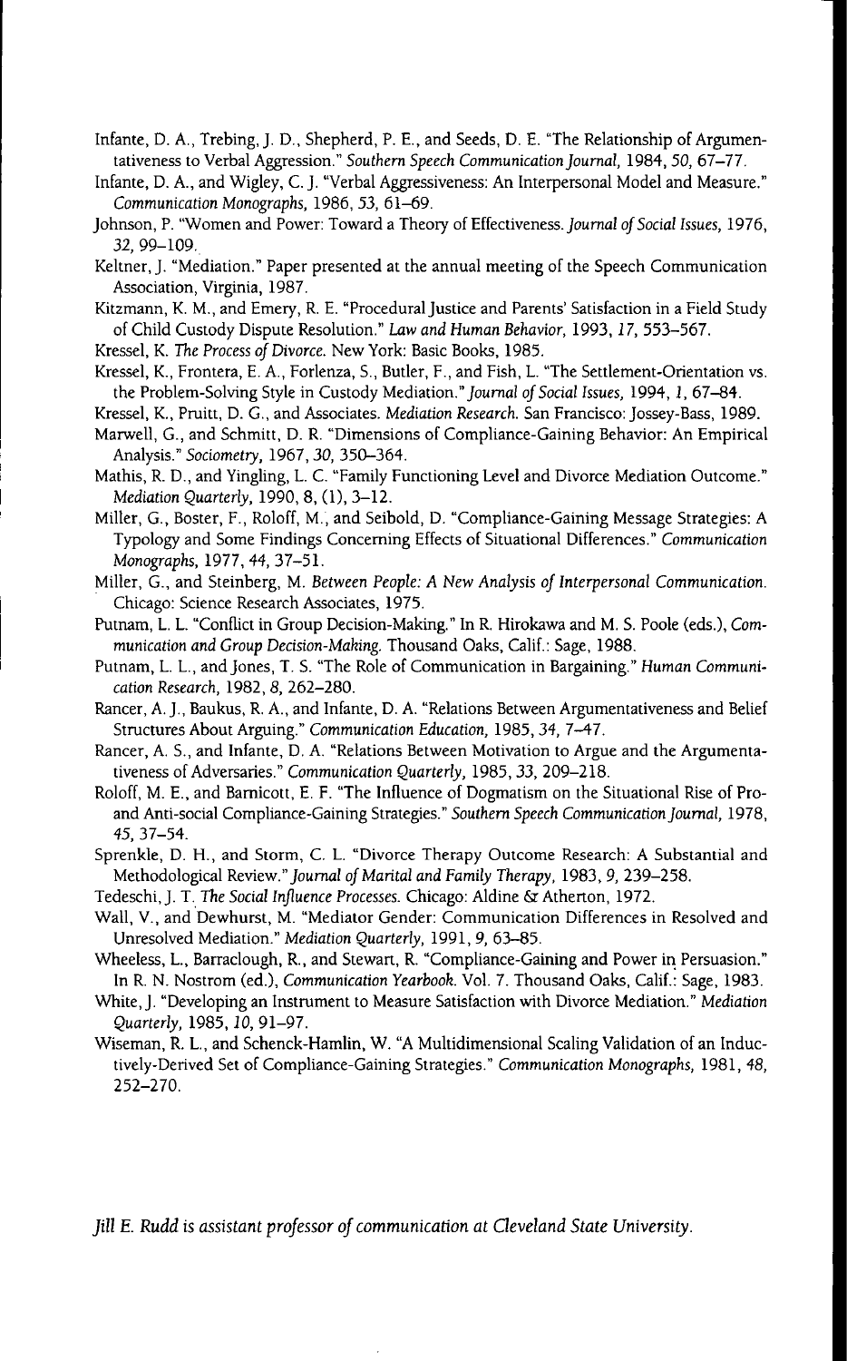Infante, D. A., Trebing, J. D., Shepherd, P. E., and Seeds, D. E. "The Relationship of Argumentativeness to Verbal Aggression." *Southern Speech Communication Journal,* 1984, *50,* 67–77.

Infante, D. A., and Wigley, C. J. "Verbal Aggressiveness: An Interpersonal Model and Measure." *Communication Monographs,* 1986, *53,* 61–69.

Johnson, P. "Women and Power: Toward a Theory of Effectiveness. *Journal of Social Issues,* 1976, *32,* 99–109.

Keltner, J. "Mediation." Paper presented at the annual meeting of the Speech Communication Association, Virginia, 1987.

Kitzmann, K. M., and Emery, R. E. "Procedural Justice and Parents' Satisfaction in a Field Study of Child Custody Dispute Resolution." *Law and Human Behavior,* 1993, *17,* 553–567.

Kressel, K. *The Process of Divorce.* New York: Basic Books, 1985.

Kressel, K., Frontera, E. A., Forlenza, S., Butler, F., and Fish, L. "The Settlement-Orientation vs. the Problem-Solving Style in Custody Mediation." *Journal of Social Issues,* 1994, *1,* 67–84.

Kressel, K., Pruitt, D. G., and Associates. *Mediation Research.* San Francisco: Jossey-Bass, 1989.

Marwell, G., and Schmitt, D. R. "Dimensions of Compliance-Gaining Behavior: An Empirical Analysis." *Sociometry,* 1967, *30,* 350–364.

Mathis, R. D., and Yingling, L. C. "Family Functioning Level and Divorce Mediation Outcome." *Mediation Quarterly,* 1990, 8, (1), 3–12.

Miller, G., Boster, F., Roloff, M., and Seibold, D. "Compliance-Gaining Message Strategies: A Typology and Some Findings Concerning Effects of Situational Differences." *Communication Monographs,* 1977, *44,* 37–51.

Miller, G., and Steinberg, M. *Between People: A New Analysis of Interpersonal Communication.* Chicago: Science Research Associates, 1975.

Putnam, L. L. "Conflict in Group Decision-Making." In R. Hirokawa and M. S. Poole (eds.), *Communication and Group Decision-Making.* Thousand Oaks, Calif.: Sage, 1988.

Putnam, L. L., and Jones, T. S. "The Role of Communication in Bargaining." *Human Communication Research,* 1982, *8,* 262–280.

Rancer, A. J., Baukus, R. A., and Infante, D. A. "Relations Between Argumentativeness and Belief Structures About Arguing." *Communication Education,* 1985, *34,* 7–47.

Rancer, A. S., and Infante, D. A. "Relations Between Motivation to Argue and the Argumentativeness of Adversaries." *Communication Quarterly,* 1985, *33,* 209–218.

Roloff, M. E., and Barnicott, E. F. "The Influence of Dogmatism on the Situational Rise of Pro- and Anti-social Compliance-Gaining Strategies." *Southern Speech Communication Journal,* 1978, *45,* 37–54.

Sprenkle, D. H., and Storm, C. L. "Divorce Therapy Outcome Research: A Substantial and Methodological Review." *Journal of Marital and Family Therapy,* 1983, *9,* 239–258.

Tedeschi, J. T. *The Social Influence Processes.* Chicago: Aldine & Atherton, 1972.

Wall, V., and Dewhurst, M. "Mediator Gender: Communication Differences in Resolved and Unresolved Mediation." *Mediation Quarterly,* 1991, *9,* 63–85.

Wheeless, L., Barraclough, R., and Stewart, R. "Compliance-Gaining and Power in Persuasion." In R. N. Nostrom (ed.), *Communication Yearbook.* Vol. 7. Thousand Oaks, Calif.: Sage, 1983.

White, J. "Developing an Instrument to Measure Satisfaction with Divorce Mediation." *Mediation Quarterly,* 1985, *10,* 91–97.

Wiseman, R. L., and Schenck-Hamlin, W. "A Multidimensional Scaling Validation of an Inductively-Derived Set of Compliance-Gaining Strategies." *Communication Monographs,* 1981, *48,* 252–270.

*Jill E. Rudd is assistant professor of communication at Cleveland State University.*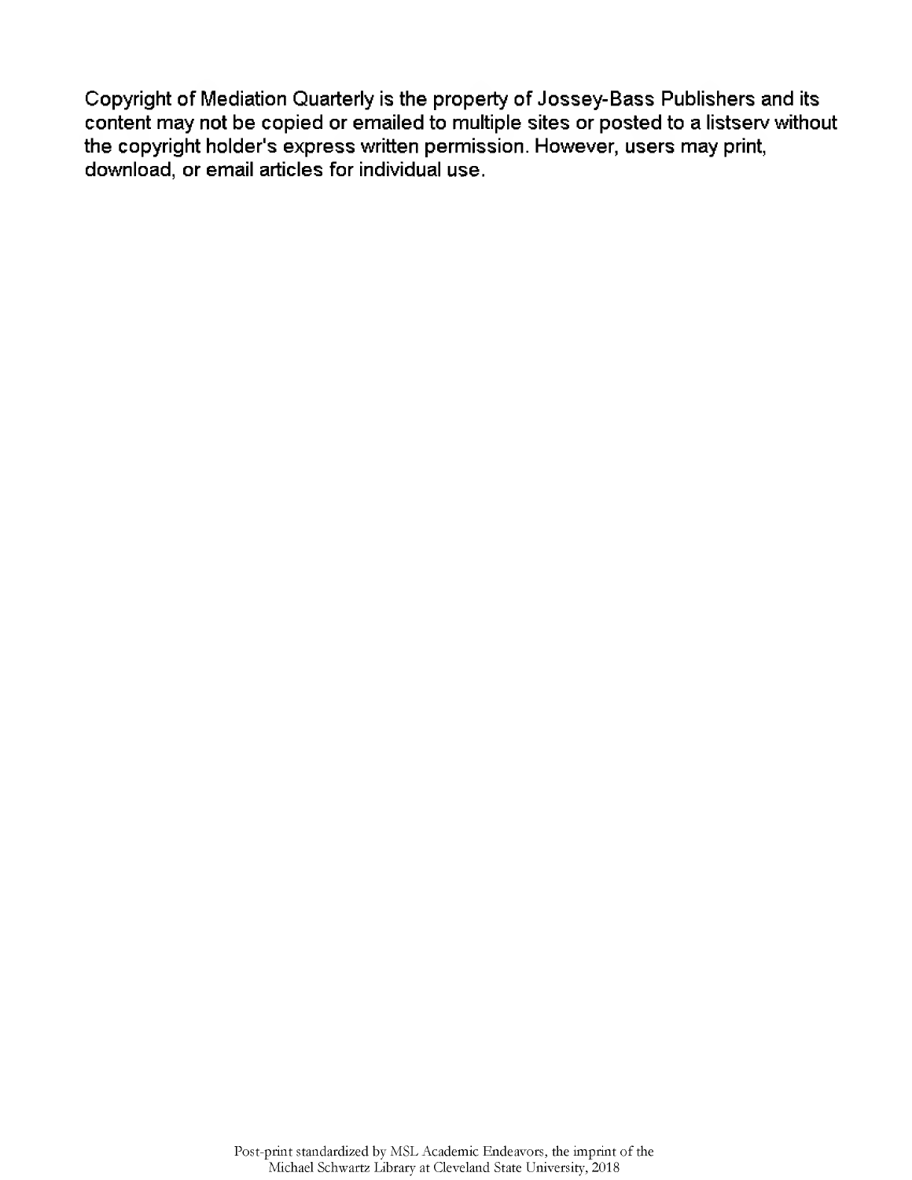Copyright of Mediation Quarterly is the property of Jossey-Bass Publishers and its content may not be copied or emailed to multiple sites or posted to a listserv without the copyright holder's express written permission. However, users may print, download, or email articles for individual use.

Post-print standardized by MSL Academic Endeavors, the imprint of the Michael Schwartz Library at Cleveland State University, 2018